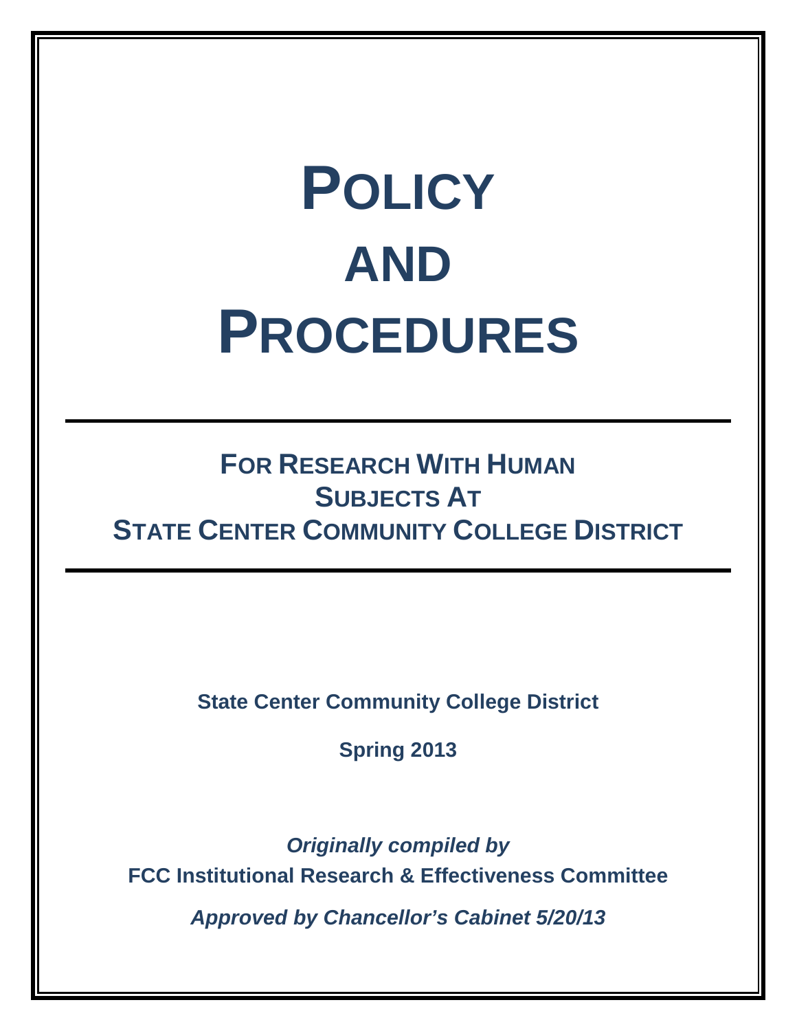# POLICY AND PROCEDURES

## FOR RESEARCH WITH HUMAN SUBJECTS AT STATE CENTER COMMUNITY COLLEGE DISTRICT

**State Center Community College District**

**Spring 2013**

***Originally compiled by***

**FCC Institutional Research & Effectiveness Committee**

***Approved by Chancellor's Cabinet 5/20/13***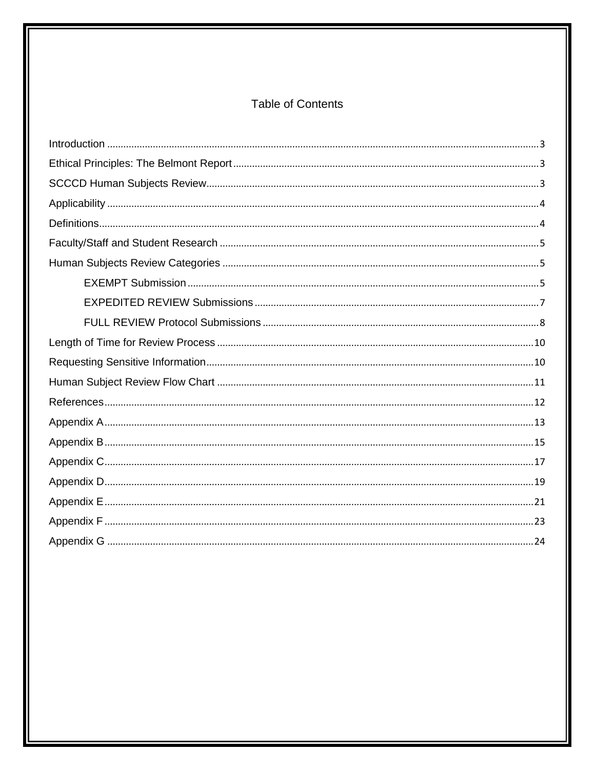# Table of Contents

Introduction ........................................................................................ 3

Ethical Principles: The Belmont Report ........................................................................................ 3

SCCCD Human Subjects Review ........................................................................................ 3

Applicability ........................................................................................ 4

Definitions ........................................................................................ 4

Faculty/Staff and Student Research ........................................................................................ 5

Human Subjects Review Categories ........................................................................................ 5

- EXEMPT Submission ........................................................................................ 5
- EXPEDITED REVIEW Submissions ........................................................................................ 7
- FULL REVIEW Protocol Submissions ........................................................................................ 8

Length of Time for Review Process ........................................................................................ 10

Requesting Sensitive Information ........................................................................................ 10

Human Subject Review Flow Chart ........................................................................................ 11

References ........................................................................................ 12

Appendix A ........................................................................................ 13

Appendix B ........................................................................................ 15

Appendix C ........................................................................................ 17

Appendix D ........................................................................................ 19

Appendix E ........................................................................................ 21

Appendix F ........................................................................................ 23

Appendix G ........................................................................................ 24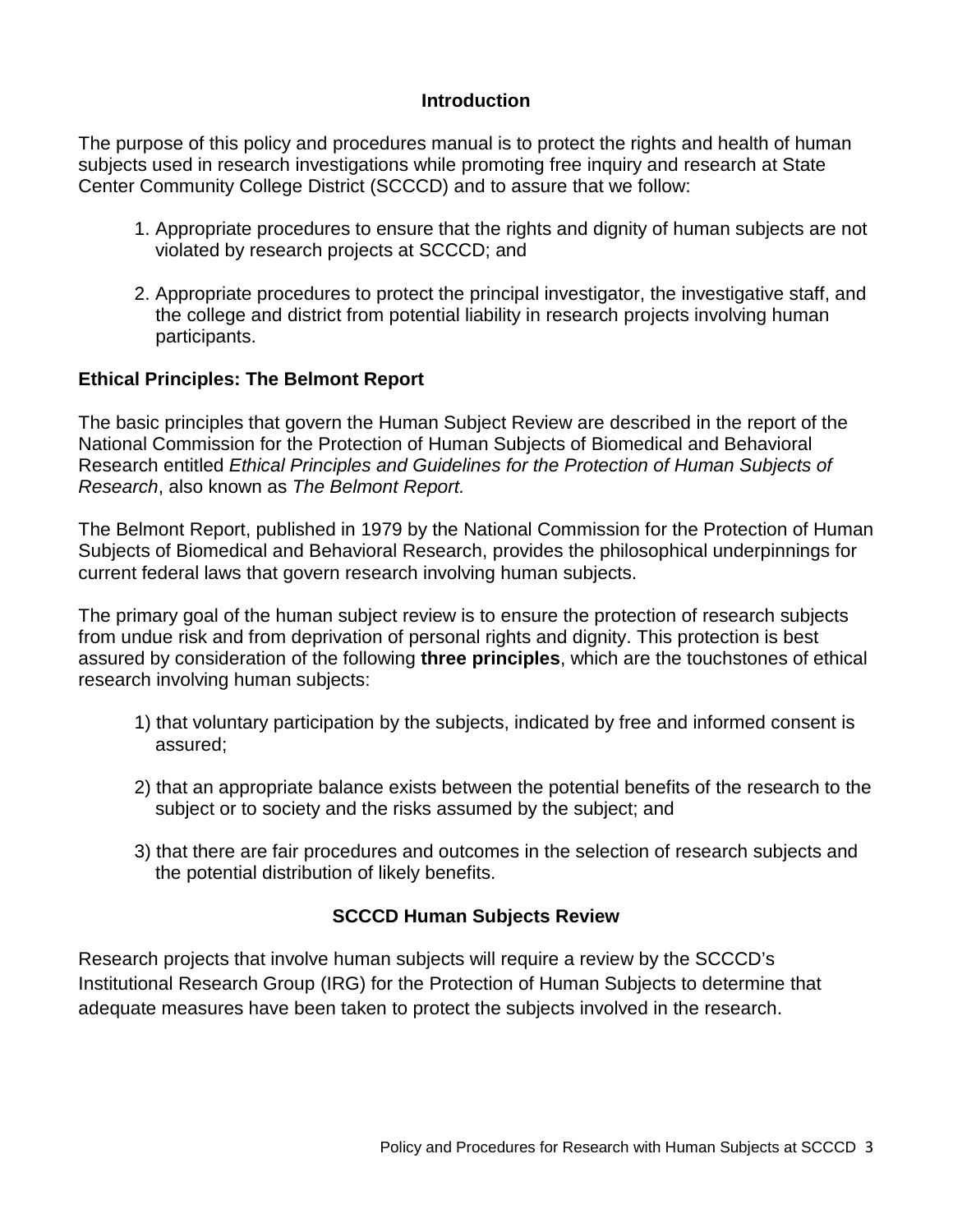## Introduction

The purpose of this policy and procedures manual is to protect the rights and health of human subjects used in research investigations while promoting free inquiry and research at State Center Community College District (SCCCD) and to assure that we follow:

1. Appropriate procedures to ensure that the rights and dignity of human subjects are not violated by research projects at SCCCD; and

2. Appropriate procedures to protect the principal investigator, the investigative staff, and the college and district from potential liability in research projects involving human participants.

### Ethical Principles: The Belmont Report

The basic principles that govern the Human Subject Review are described in the report of the National Commission for the Protection of Human Subjects of Biomedical and Behavioral Research entitled *Ethical Principles and Guidelines for the Protection of Human Subjects of Research*, also known as *The Belmont Report.*

The Belmont Report, published in 1979 by the National Commission for the Protection of Human Subjects of Biomedical and Behavioral Research, provides the philosophical underpinnings for current federal laws that govern research involving human subjects.

The primary goal of the human subject review is to ensure the protection of research subjects from undue risk and from deprivation of personal rights and dignity. This protection is best assured by consideration of the following **three principles**, which are the touchstones of ethical research involving human subjects:

1) that voluntary participation by the subjects, indicated by free and informed consent is assured;

2) that an appropriate balance exists between the potential benefits of the research to the subject or to society and the risks assumed by the subject; and

3) that there are fair procedures and outcomes in the selection of research subjects and the potential distribution of likely benefits.

## SCCCD Human Subjects Review

Research projects that involve human subjects will require a review by the SCCCD's Institutional Research Group (IRG) for the Protection of Human Subjects to determine that adequate measures have been taken to protect the subjects involved in the research.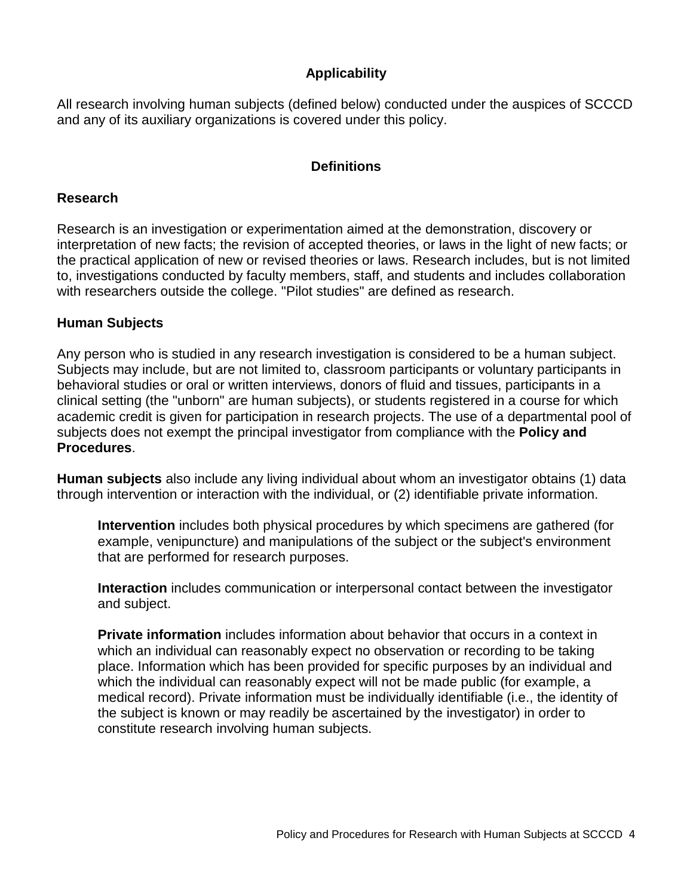## Applicability

All research involving human subjects (defined below) conducted under the auspices of SCCCD and any of its auxiliary organizations is covered under this policy.

## Definitions

### Research

Research is an investigation or experimentation aimed at the demonstration, discovery or interpretation of new facts; the revision of accepted theories, or laws in the light of new facts; or the practical application of new or revised theories or laws. Research includes, but is not limited to, investigations conducted by faculty members, staff, and students and includes collaboration with researchers outside the college. "Pilot studies" are defined as research.

### Human Subjects

Any person who is studied in any research investigation is considered to be a human subject. Subjects may include, but are not limited to, classroom participants or voluntary participants in behavioral studies or oral or written interviews, donors of fluid and tissues, participants in a clinical setting (the "unborn" are human subjects), or students registered in a course for which academic credit is given for participation in research projects. The use of a departmental pool of subjects does not exempt the principal investigator from compliance with the **Policy and Procedures**.

**Human subjects** also include any living individual about whom an investigator obtains (1) data through intervention or interaction with the individual, or (2) identifiable private information.

> **Intervention** includes both physical procedures by which specimens are gathered (for example, venipuncture) and manipulations of the subject or the subject's environment that are performed for research purposes.
>
> **Interaction** includes communication or interpersonal contact between the investigator and subject.
>
> **Private information** includes information about behavior that occurs in a context in which an individual can reasonably expect no observation or recording to be taking place. Information which has been provided for specific purposes by an individual and which the individual can reasonably expect will not be made public (for example, a medical record). Private information must be individually identifiable (i.e., the identity of the subject is known or may readily be ascertained by the investigator) in order to constitute research involving human subjects.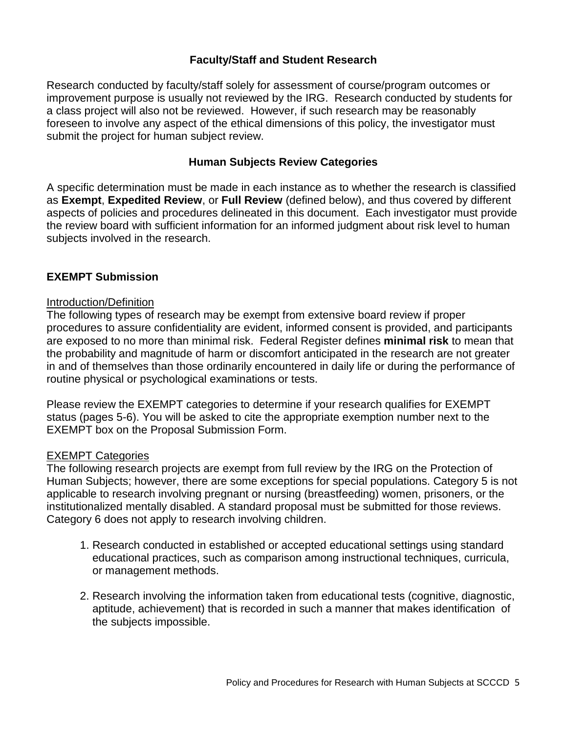## Faculty/Staff and Student Research

Research conducted by faculty/staff solely for assessment of course/program outcomes or improvement purpose is usually not reviewed by the IRG. Research conducted by students for a class project will also not be reviewed. However, if such research may be reasonably foreseen to involve any aspect of the ethical dimensions of this policy, the investigator must submit the project for human subject review.

## Human Subjects Review Categories

A specific determination must be made in each instance as to whether the research is classified as **Exempt**, **Expedited Review**, or **Full Review** (defined below), and thus covered by different aspects of policies and procedures delineated in this document. Each investigator must provide the review board with sufficient information for an informed judgment about risk level to human subjects involved in the research.

### EXEMPT Submission

<u>Introduction/Definition</u>

The following types of research may be exempt from extensive board review if proper procedures to assure confidentiality are evident, informed consent is provided, and participants are exposed to no more than minimal risk. Federal Register defines **minimal risk** to mean that the probability and magnitude of harm or discomfort anticipated in the research are not greater in and of themselves than those ordinarily encountered in daily life or during the performance of routine physical or psychological examinations or tests.

Please review the EXEMPT categories to determine if your research qualifies for EXEMPT status (pages 5-6). You will be asked to cite the appropriate exemption number next to the EXEMPT box on the Proposal Submission Form.

<u>EXEMPT Categories</u>

The following research projects are exempt from full review by the IRG on the Protection of Human Subjects; however, there are some exceptions for special populations. Category 5 is not applicable to research involving pregnant or nursing (breastfeeding) women, prisoners, or the institutionalized mentally disabled. A standard proposal must be submitted for those reviews. Category 6 does not apply to research involving children.

1. Research conducted in established or accepted educational settings using standard educational practices, such as comparison among instructional techniques, curricula, or management methods.

2. Research involving the information taken from educational tests (cognitive, diagnostic, aptitude, achievement) that is recorded in such a manner that makes identification of the subjects impossible.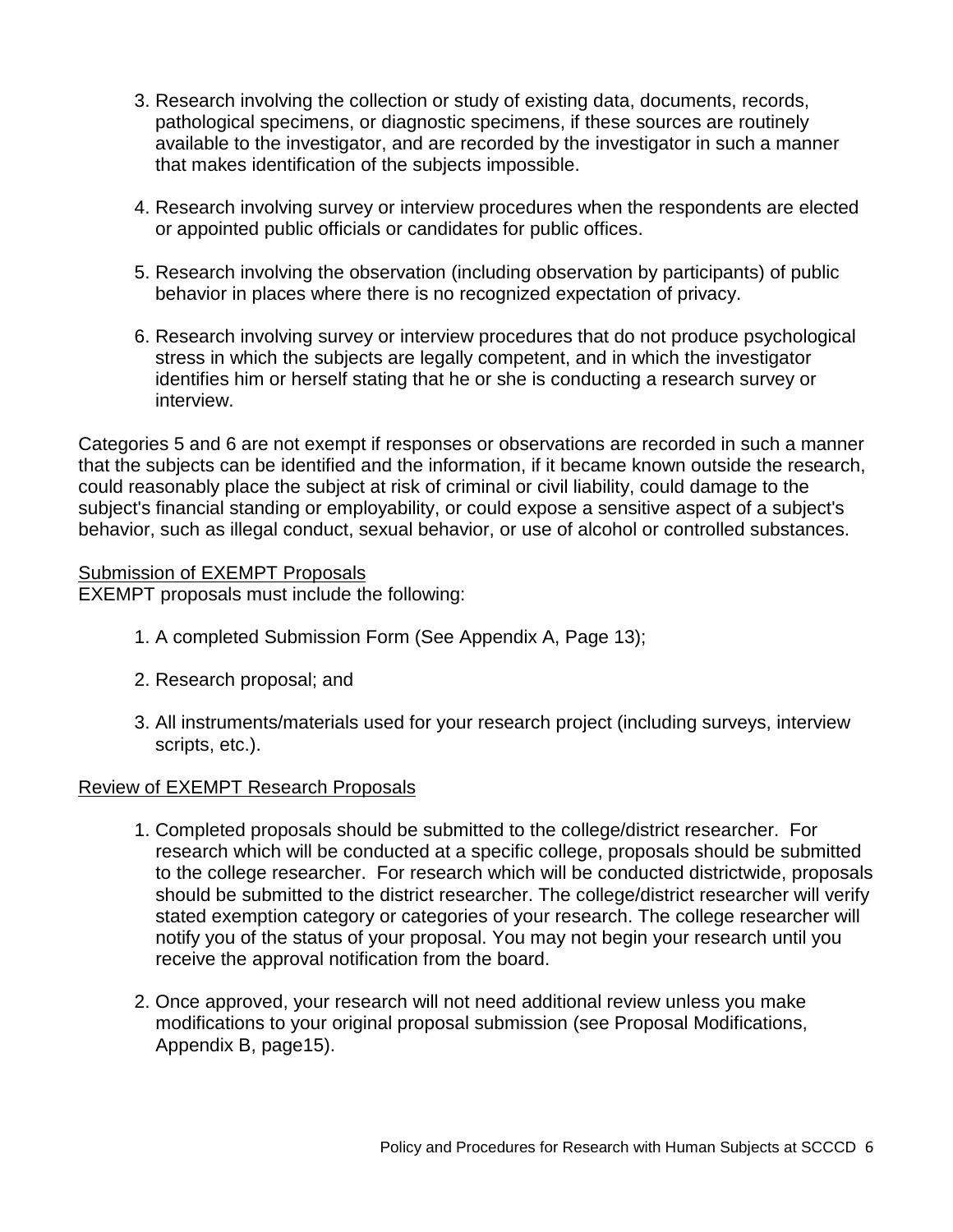3. Research involving the collection or study of existing data, documents, records, pathological specimens, or diagnostic specimens, if these sources are routinely available to the investigator, and are recorded by the investigator in such a manner that makes identification of the subjects impossible.

4. Research involving survey or interview procedures when the respondents are elected or appointed public officials or candidates for public offices.

5. Research involving the observation (including observation by participants) of public behavior in places where there is no recognized expectation of privacy.

6. Research involving survey or interview procedures that do not produce psychological stress in which the subjects are legally competent, and in which the investigator identifies him or herself stating that he or she is conducting a research survey or interview.

Categories 5 and 6 are not exempt if responses or observations are recorded in such a manner that the subjects can be identified and the information, if it became known outside the research, could reasonably place the subject at risk of criminal or civil liability, could damage to the subject's financial standing or employability, or could expose a sensitive aspect of a subject's behavior, such as illegal conduct, sexual behavior, or use of alcohol or controlled substances.

<u>Submission of EXEMPT Proposals</u>
EXEMPT proposals must include the following:

1. A completed Submission Form (See Appendix A, Page 13);

2. Research proposal; and

3. All instruments/materials used for your research project (including surveys, interview scripts, etc.).

<u>Review of EXEMPT Research Proposals</u>

1. Completed proposals should be submitted to the college/district researcher. For research which will be conducted at a specific college, proposals should be submitted to the college researcher. For research which will be conducted districtwide, proposals should be submitted to the district researcher. The college/district researcher will verify stated exemption category or categories of your research. The college researcher will notify you of the status of your proposal. You may not begin your research until you receive the approval notification from the board.

2. Once approved, your research will not need additional review unless you make modifications to your original proposal submission (see Proposal Modifications, Appendix B, page15).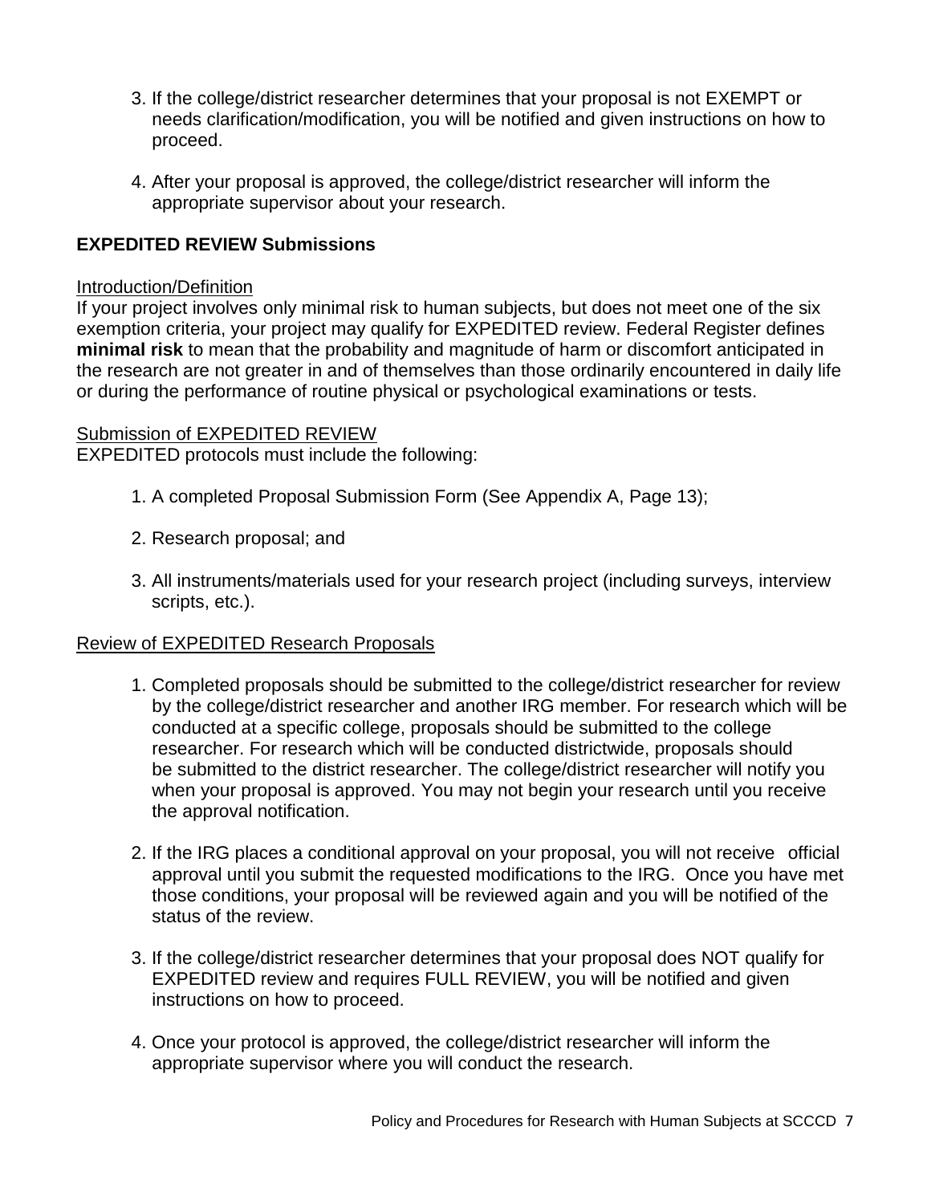3. If the college/district researcher determines that your proposal is not EXEMPT or needs clarification/modification, you will be notified and given instructions on how to proceed.

4. After your proposal is approved, the college/district researcher will inform the appropriate supervisor about your research.

## EXPEDITED REVIEW Submissions

<u>Introduction/Definition</u>

If your project involves only minimal risk to human subjects, but does not meet one of the six exemption criteria, your project may qualify for EXPEDITED review. Federal Register defines **minimal risk** to mean that the probability and magnitude of harm or discomfort anticipated in the research are not greater in and of themselves than those ordinarily encountered in daily life or during the performance of routine physical or psychological examinations or tests.

<u>Submission of EXPEDITED REVIEW</u>

EXPEDITED protocols must include the following:

1. A completed Proposal Submission Form (See Appendix A, Page 13);

2. Research proposal; and

3. All instruments/materials used for your research project (including surveys, interview scripts, etc.).

<u>Review of EXPEDITED Research Proposals</u>

1. Completed proposals should be submitted to the college/district researcher for review by the college/district researcher and another IRG member. For research which will be conducted at a specific college, proposals should be submitted to the college researcher. For research which will be conducted districtwide, proposals should be submitted to the district researcher. The college/district researcher will notify you when your proposal is approved. You may not begin your research until you receive the approval notification.

2. If the IRG places a conditional approval on your proposal, you will not receive official approval until you submit the requested modifications to the IRG. Once you have met those conditions, your proposal will be reviewed again and you will be notified of the status of the review.

3. If the college/district researcher determines that your proposal does NOT qualify for EXPEDITED review and requires FULL REVIEW, you will be notified and given instructions on how to proceed.

4. Once your protocol is approved, the college/district researcher will inform the appropriate supervisor where you will conduct the research.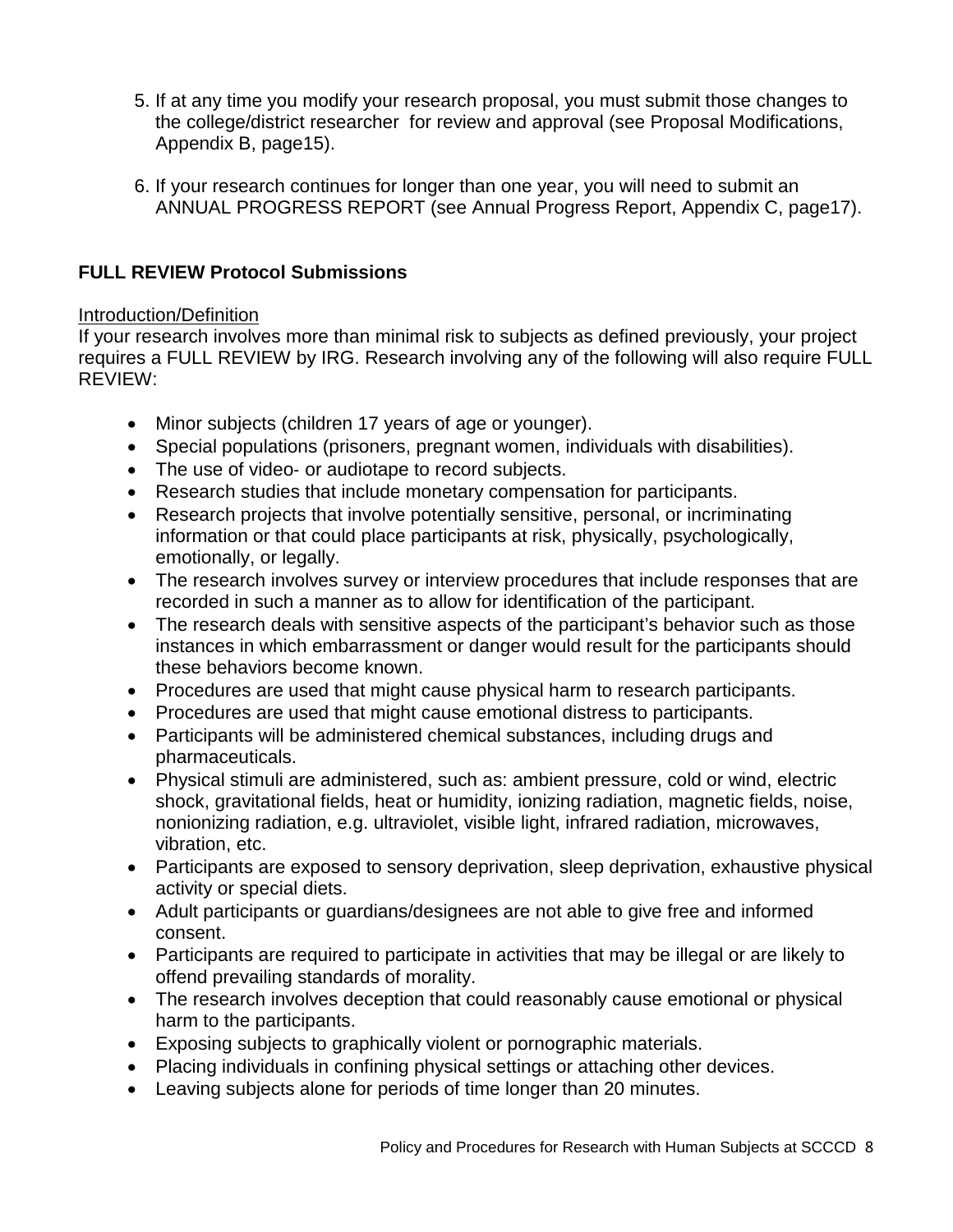5. If at any time you modify your research proposal, you must submit those changes to the college/district researcher for review and approval (see Proposal Modifications, Appendix B, page15).

6. If your research continues for longer than one year, you will need to submit an ANNUAL PROGRESS REPORT (see Annual Progress Report, Appendix C, page17).

**FULL REVIEW Protocol Submissions**

Introduction/Definition
If your research involves more than minimal risk to subjects as defined previously, your project requires a FULL REVIEW by IRG. Research involving any of the following will also require FULL REVIEW:

- Minor subjects (children 17 years of age or younger).
- Special populations (prisoners, pregnant women, individuals with disabilities).
- The use of video- or audiotape to record subjects.
- Research studies that include monetary compensation for participants.
- Research projects that involve potentially sensitive, personal, or incriminating information or that could place participants at risk, physically, psychologically, emotionally, or legally.
- The research involves survey or interview procedures that include responses that are recorded in such a manner as to allow for identification of the participant.
- The research deals with sensitive aspects of the participant's behavior such as those instances in which embarrassment or danger would result for the participants should these behaviors become known.
- Procedures are used that might cause physical harm to research participants.
- Procedures are used that might cause emotional distress to participants.
- Participants will be administered chemical substances, including drugs and pharmaceuticals.
- Physical stimuli are administered, such as: ambient pressure, cold or wind, electric shock, gravitational fields, heat or humidity, ionizing radiation, magnetic fields, noise, nonionizing radiation, e.g. ultraviolet, visible light, infrared radiation, microwaves, vibration, etc.
- Participants are exposed to sensory deprivation, sleep deprivation, exhaustive physical activity or special diets.
- Adult participants or guardians/designees are not able to give free and informed consent.
- Participants are required to participate in activities that may be illegal or are likely to offend prevailing standards of morality.
- The research involves deception that could reasonably cause emotional or physical harm to the participants.
- Exposing subjects to graphically violent or pornographic materials.
- Placing individuals in confining physical settings or attaching other devices.
- Leaving subjects alone for periods of time longer than 20 minutes.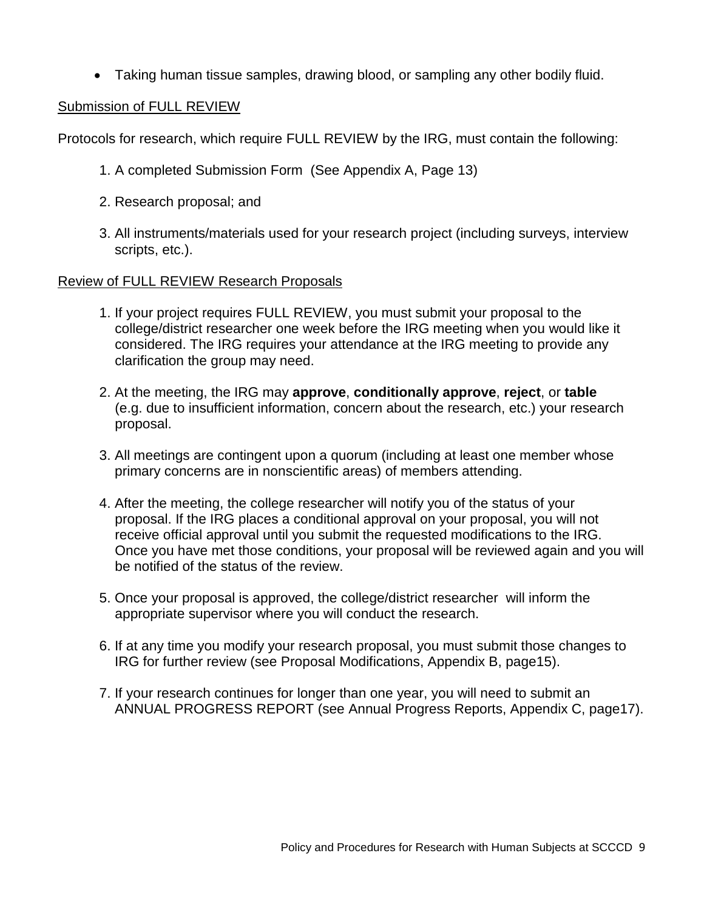- Taking human tissue samples, drawing blood, or sampling any other bodily fluid.

Submission of FULL REVIEW

Protocols for research, which require FULL REVIEW by the IRG, must contain the following:

1. A completed Submission Form (See Appendix A, Page 13)
2. Research proposal; and
3. All instruments/materials used for your research project (including surveys, interview scripts, etc.).

Review of FULL REVIEW Research Proposals

1. If your project requires FULL REVIEW, you must submit your proposal to the college/district researcher one week before the IRG meeting when you would like it considered. The IRG requires your attendance at the IRG meeting to provide any clarification the group may need.
2. At the meeting, the IRG may **approve**, **conditionally approve**, **reject**, or **table** (e.g. due to insufficient information, concern about the research, etc.) your research proposal.
3. All meetings are contingent upon a quorum (including at least one member whose primary concerns are in nonscientific areas) of members attending.
4. After the meeting, the college researcher will notify you of the status of your proposal. If the IRG places a conditional approval on your proposal, you will not receive official approval until you submit the requested modifications to the IRG. Once you have met those conditions, your proposal will be reviewed again and you will be notified of the status of the review.
5. Once your proposal is approved, the college/district researcher will inform the appropriate supervisor where you will conduct the research.
6. If at any time you modify your research proposal, you must submit those changes to IRG for further review (see Proposal Modifications, Appendix B, page15).
7. If your research continues for longer than one year, you will need to submit an ANNUAL PROGRESS REPORT (see Annual Progress Reports, Appendix C, page17).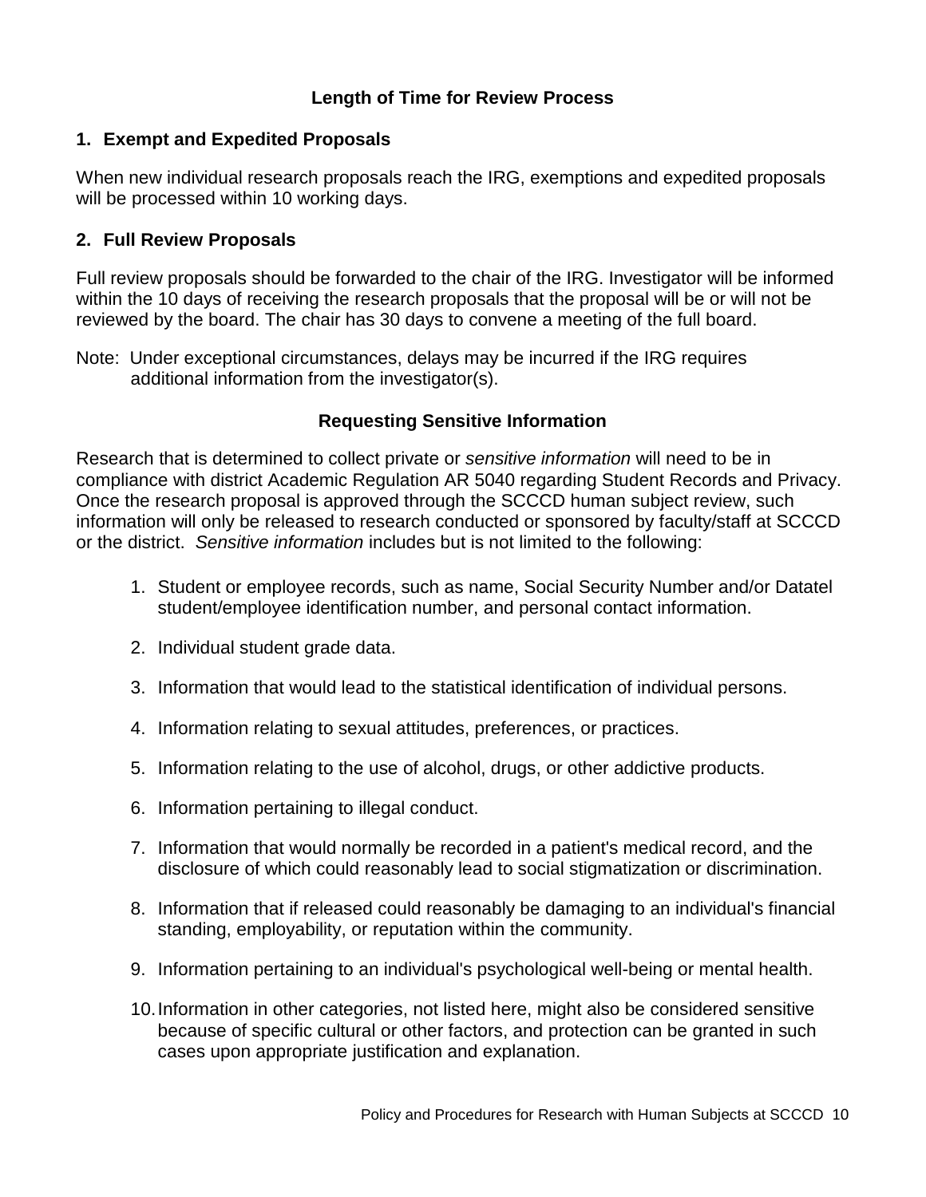## Length of Time for Review Process

### 1. Exempt and Expedited Proposals

When new individual research proposals reach the IRG, exemptions and expedited proposals will be processed within 10 working days.

### 2. Full Review Proposals

Full review proposals should be forwarded to the chair of the IRG. Investigator will be informed within the 10 days of receiving the research proposals that the proposal will be or will not be reviewed by the board. The chair has 30 days to convene a meeting of the full board.

Note: Under exceptional circumstances, delays may be incurred if the IRG requires additional information from the investigator(s).

## Requesting Sensitive Information

Research that is determined to collect private or *sensitive information* will need to be in compliance with district Academic Regulation AR 5040 regarding Student Records and Privacy. Once the research proposal is approved through the SCCCD human subject review, such information will only be released to research conducted or sponsored by faculty/staff at SCCCD or the district. *Sensitive information* includes but is not limited to the following:

1. Student or employee records, such as name, Social Security Number and/or Datatel student/employee identification number, and personal contact information.
2. Individual student grade data.
3. Information that would lead to the statistical identification of individual persons.
4. Information relating to sexual attitudes, preferences, or practices.
5. Information relating to the use of alcohol, drugs, or other addictive products.
6. Information pertaining to illegal conduct.
7. Information that would normally be recorded in a patient's medical record, and the disclosure of which could reasonably lead to social stigmatization or discrimination.
8. Information that if released could reasonably be damaging to an individual's financial standing, employability, or reputation within the community.
9. Information pertaining to an individual's psychological well-being or mental health.
10. Information in other categories, not listed here, might also be considered sensitive because of specific cultural or other factors, and protection can be granted in such cases upon appropriate justification and explanation.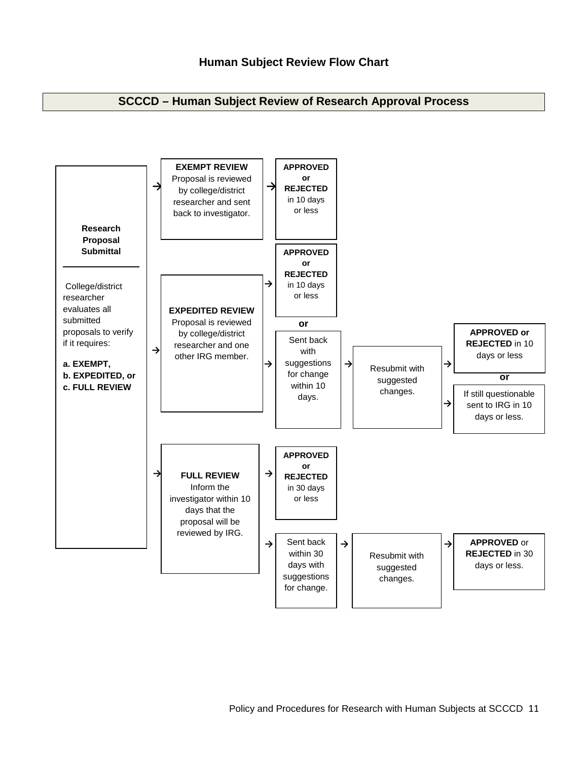## Human Subject Review Flow Chart

### SCCCD – Human Subject Review of Research Approval Process

**Research Proposal Submittal**

College/district researcher evaluates all submitted proposals to verify if it requires:

**a. EXEMPT,**
**b. EXPEDITED, or**
**c. FULL REVIEW**

→ **EXEMPT REVIEW**
Proposal is reviewed by college/district researcher and sent back to investigator.
→ **APPROVED or REJECTED** in 10 days or less

→ **EXPEDITED REVIEW**
Proposal is reviewed by college/district researcher and one other IRG member.
→ **APPROVED or REJECTED** in 10 days or less

**or**

→ Sent back with suggestions for change within 10 days.
→ Resubmit with suggested changes.
→ **APPROVED or REJECTED** in 10 days or less

**or**

→ If still questionable sent to IRG in 10 days or less.

→ **FULL REVIEW**
Inform the investigator within 10 days that the proposal will be reviewed by IRG.
→ **APPROVED or REJECTED** in 30 days or less

→ Sent back within 30 days with suggestions for change.
→ Resubmit with suggested changes.
→ **APPROVED** or **REJECTED** in 30 days or less.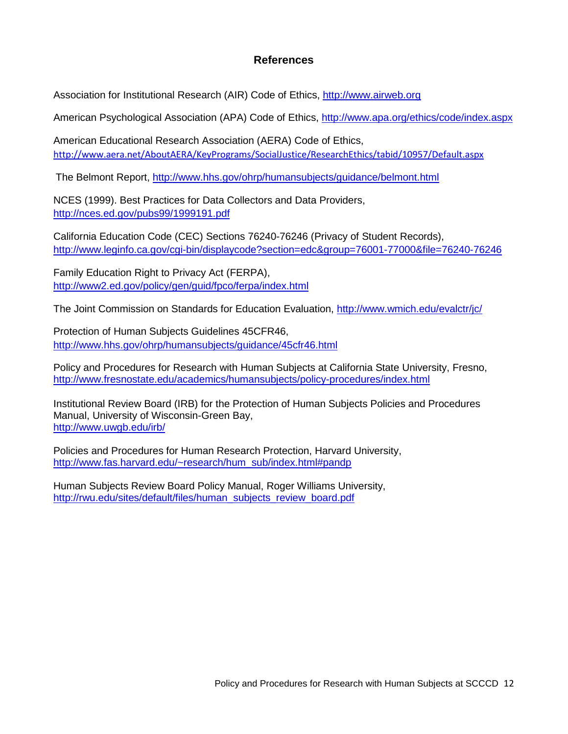## References

Association for Institutional Research (AIR) Code of Ethics, http://www.airweb.org

American Psychological Association (APA) Code of Ethics, http://www.apa.org/ethics/code/index.aspx

American Educational Research Association (AERA) Code of Ethics, http://www.aera.net/AboutAERA/KeyPrograms/SocialJustice/ResearchEthics/tabid/10957/Default.aspx

The Belmont Report, http://www.hhs.gov/ohrp/humansubjects/guidance/belmont.html

NCES (1999). Best Practices for Data Collectors and Data Providers, http://nces.ed.gov/pubs99/1999191.pdf

California Education Code (CEC) Sections 76240-76246 (Privacy of Student Records), http://www.leginfo.ca.gov/cgi-bin/displaycode?section=edc&group=76001-77000&file=76240-76246

Family Education Right to Privacy Act (FERPA), http://www2.ed.gov/policy/gen/guid/fpco/ferpa/index.html

The Joint Commission on Standards for Education Evaluation, http://www.wmich.edu/evalctr/jc/

Protection of Human Subjects Guidelines 45CFR46, http://www.hhs.gov/ohrp/humansubjects/guidance/45cfr46.html

Policy and Procedures for Research with Human Subjects at California State University, Fresno, http://www.fresnostate.edu/academics/humansubjects/policy-procedures/index.html

Institutional Review Board (IRB) for the Protection of Human Subjects Policies and Procedures Manual, University of Wisconsin-Green Bay, http://www.uwgb.edu/irb/

Policies and Procedures for Human Research Protection, Harvard University, http://www.fas.harvard.edu/~research/hum_sub/index.html#pandp

Human Subjects Review Board Policy Manual, Roger Williams University, http://rwu.edu/sites/default/files/human_subjects_review_board.pdf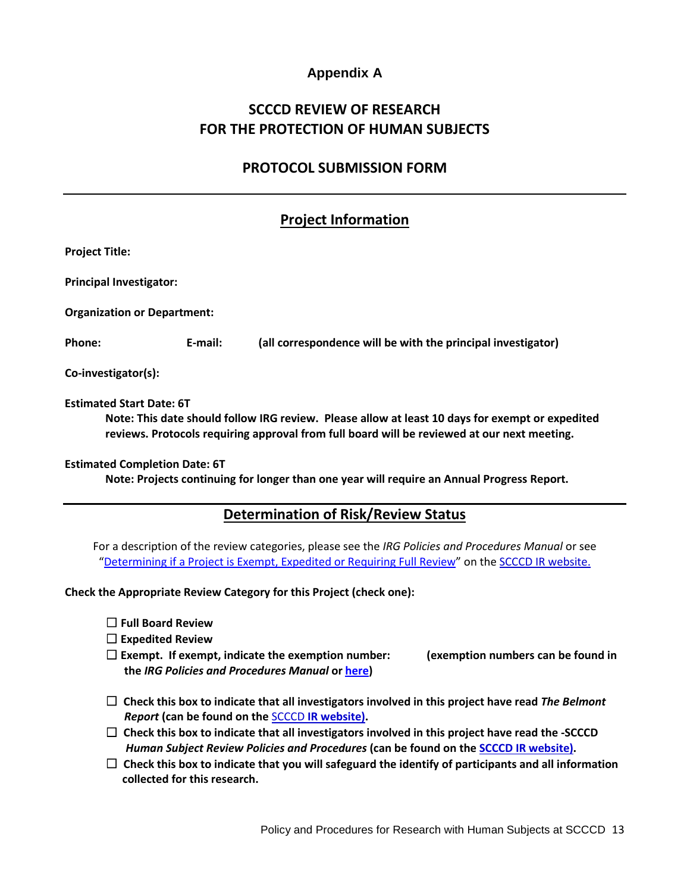**Appendix A**

# SCCCD REVIEW OF RESEARCH FOR THE PROTECTION OF HUMAN SUBJECTS

## PROTOCOL SUBMISSION FORM

---

## Project Information

**Project Title:**

**Principal Investigator:**

**Organization or Department:**

**Phone:** **E-mail:** **(all correspondence will be with the principal investigator)**

**Co-investigator(s):**

**Estimated Start Date: 6T**

**Note: This date should follow IRG review. Please allow at least 10 days for exempt or expedited reviews. Protocols requiring approval from full board will be reviewed at our next meeting.**

**Estimated Completion Date: 6T**

**Note: Projects continuing for longer than one year will require an Annual Progress Report.**

---

## Determination of Risk/Review Status

For a description of the review categories, please see the *IRG Policies and Procedures Manual* or see "Determining if a Project is Exempt, Expedited or Requiring Full Review" on the SCCCD IR website.

**Check the Appropriate Review Category for this Project (check one):**

- ☐ **Full Board Review**
- ☐ **Expedited Review**
- ☐ **Exempt. If exempt, indicate the exemption number: (exemption numbers can be found in the *IRG Policies and Procedures Manual* or here)**

- ☐ **Check this box to indicate that all investigators involved in this project have read *The Belmont Report* (can be found on the SCCCD IR website).**
- ☐ **Check this box to indicate that all investigators involved in this project have read the -SCCCD *Human Subject Review Policies and Procedures* (can be found on the SCCCD IR website).**
- ☐ **Check this box to indicate that you will safeguard the identify of participants and all information collected for this research.**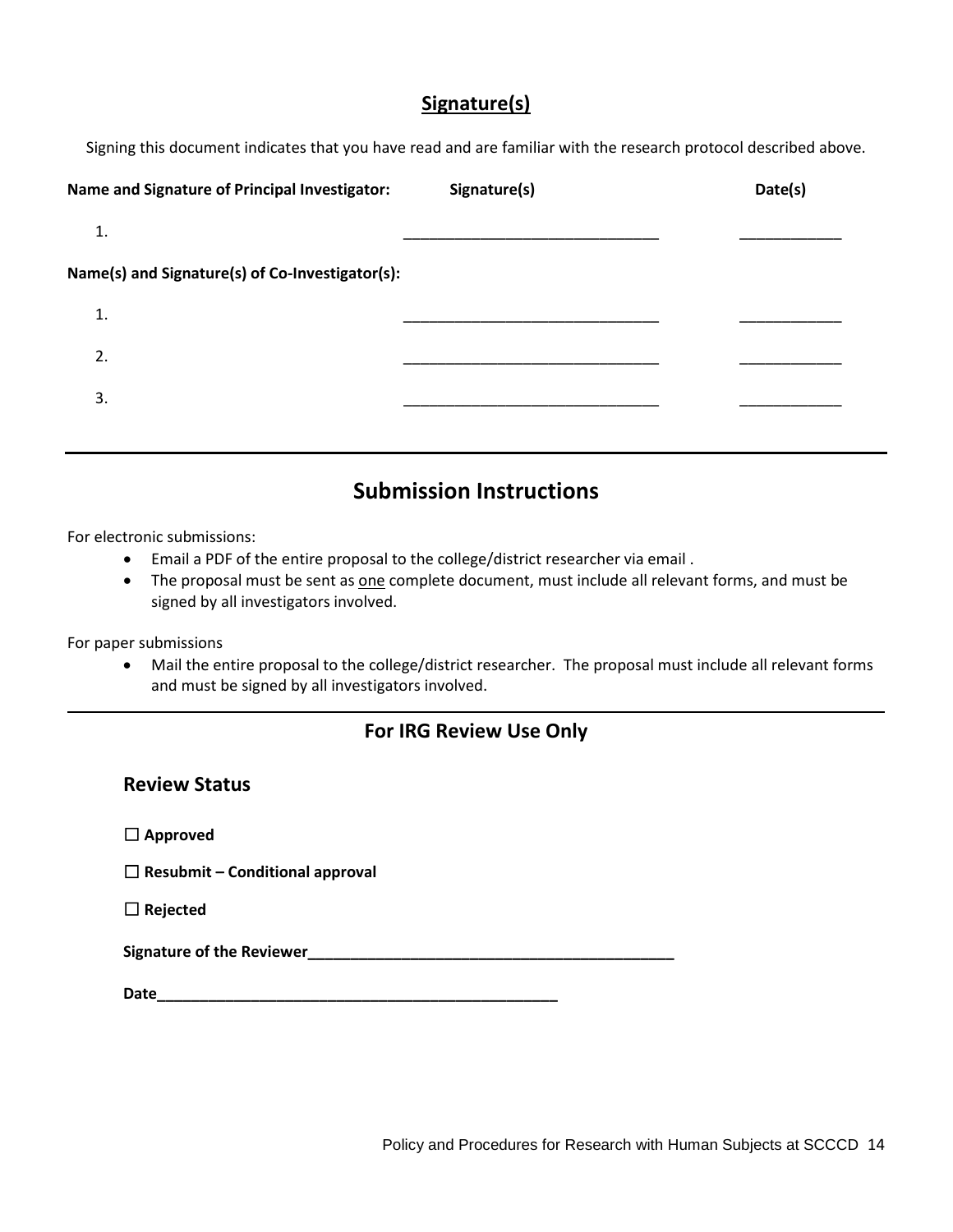## Signature(s)

Signing this document indicates that you have read and are familiar with the research protocol described above.

| Name and Signature of Principal Investigator: | Signature(s) | Date(s) |
| --- | --- | --- |
| 1. | ______________________________ | ____________ |
| **Name(s) and Signature(s) of Co-Investigator(s):** | | |
| 1. | ______________________________ | ____________ |
| 2. | ______________________________ | ____________ |
| 3. | ______________________________ | ____________ |

---

# Submission Instructions

For electronic submissions:

- Email a PDF of the entire proposal to the college/district researcher via email .
- The proposal must be sent as <u>one</u> complete document, must include all relevant forms, and must be signed by all investigators involved.

For paper submissions

- Mail the entire proposal to the college/district researcher. The proposal must include all relevant forms and must be signed by all investigators involved.

---

## For IRG Review Use Only

### Review Status

☐ **Approved**

☐ **Resubmit – Conditional approval**

☐ **Rejected**

**Signature of the Reviewer**_____________________________________________

**Date**_________________________________________________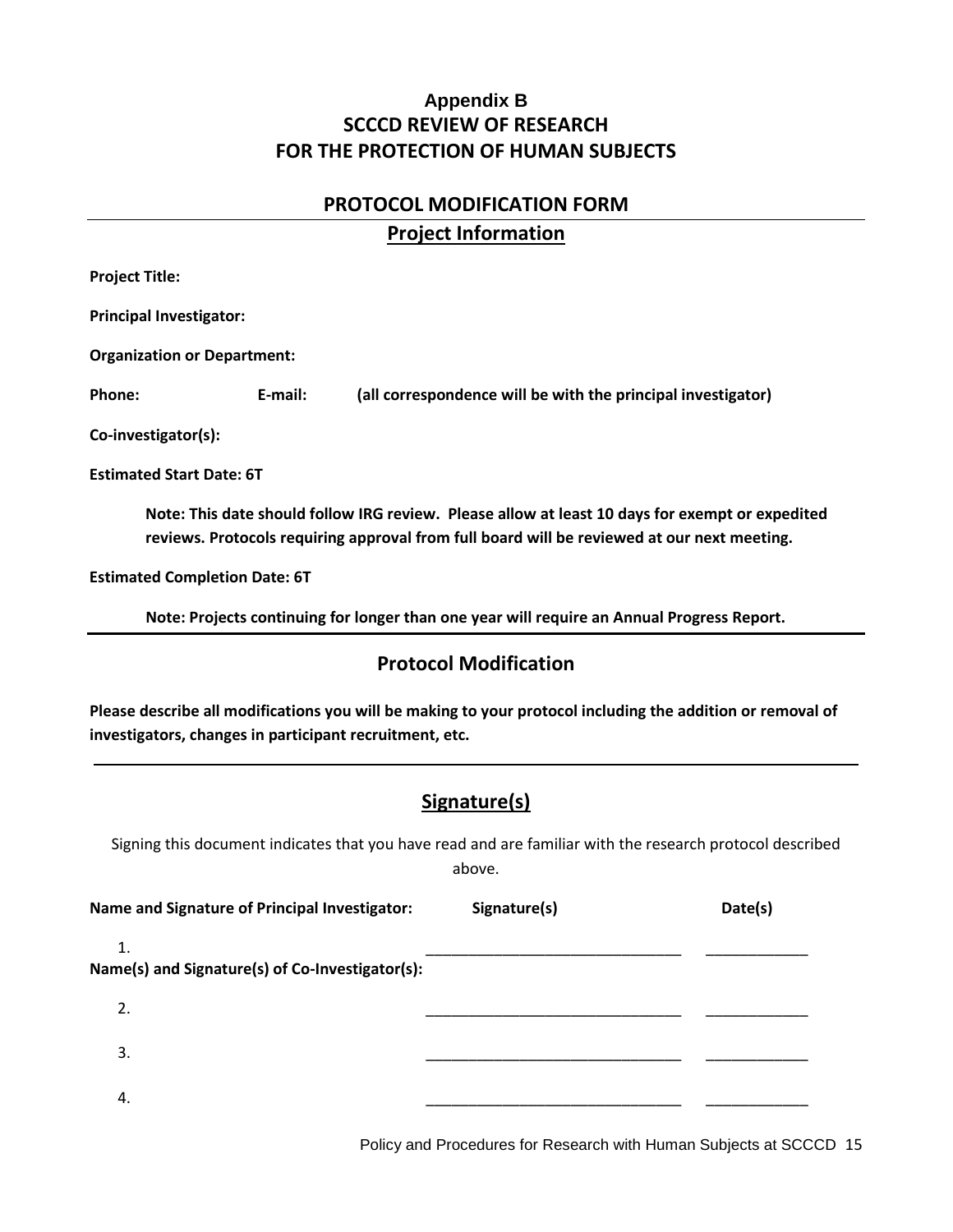### Appendix B
## SCCCD REVIEW OF RESEARCH FOR THE PROTECTION OF HUMAN SUBJECTS

## PROTOCOL MODIFICATION FORM

### Project Information

**Project Title:**

**Principal Investigator:**

**Organization or Department:**

**Phone:** **E-mail:** **(all correspondence will be with the principal investigator)**

**Co-investigator(s):**

**Estimated Start Date: 6T**

> **Note: This date should follow IRG review. Please allow at least 10 days for exempt or expedited reviews. Protocols requiring approval from full board will be reviewed at our next meeting.**

**Estimated Completion Date: 6T**

> **Note: Projects continuing for longer than one year will require an Annual Progress Report.**

---

### Protocol Modification

**Please describe all modifications you will be making to your protocol including the addition or removal of investigators, changes in participant recruitment, etc.**

---

### Signature(s)

Signing this document indicates that you have read and are familiar with the research protocol described above.

| Name and Signature of Principal Investigator: | Signature(s) | Date(s) |
|---|---|---|
| 1. | ______________________________ | ____________ |
| **Name(s) and Signature(s) of Co-Investigator(s):** | | |
| 2. | ______________________________ | ____________ |
| 3. | ______________________________ | ____________ |
| 4. | ______________________________ | ____________ |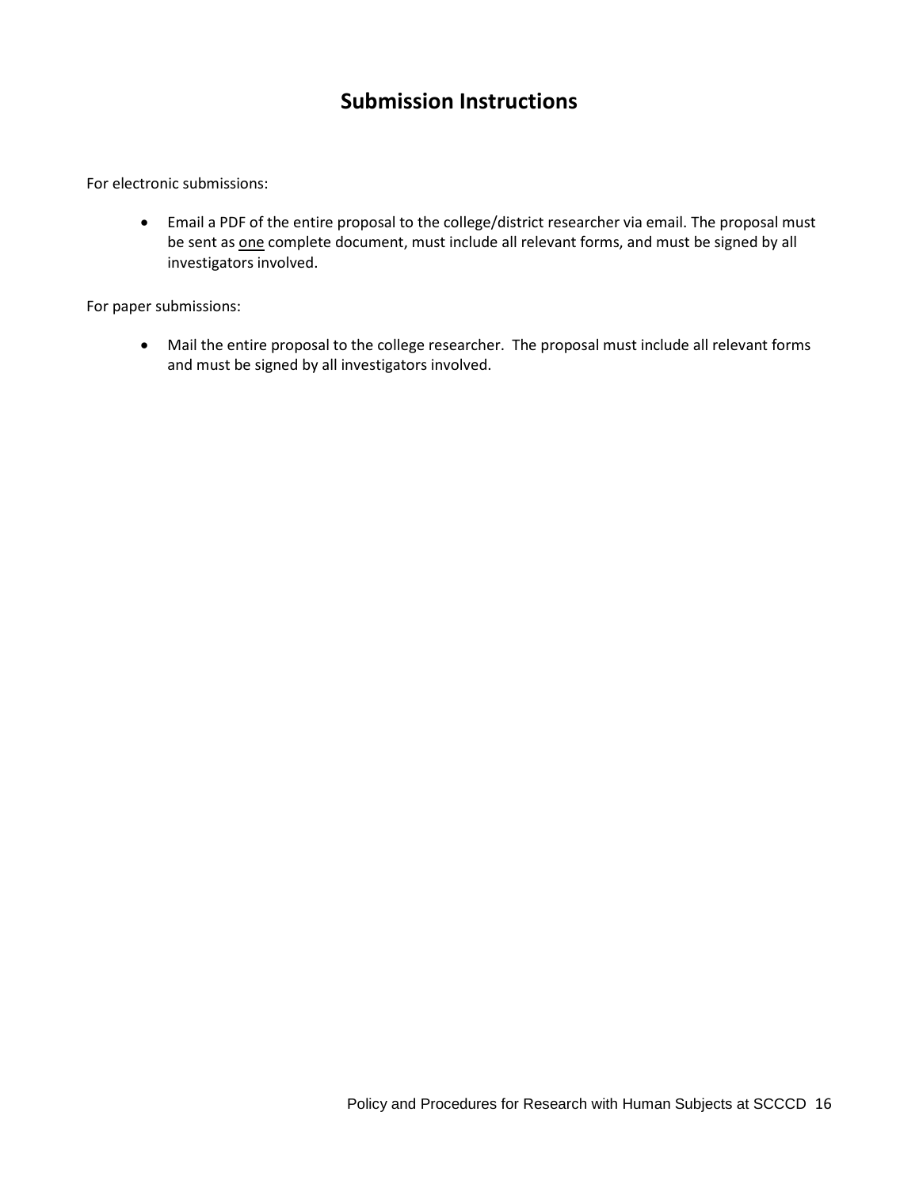# Submission Instructions

For electronic submissions:

- Email a PDF of the entire proposal to the college/district researcher via email. The proposal must be sent as <u>one</u> complete document, must include all relevant forms, and must be signed by all investigators involved.

For paper submissions:

- Mail the entire proposal to the college researcher. The proposal must include all relevant forms and must be signed by all investigators involved.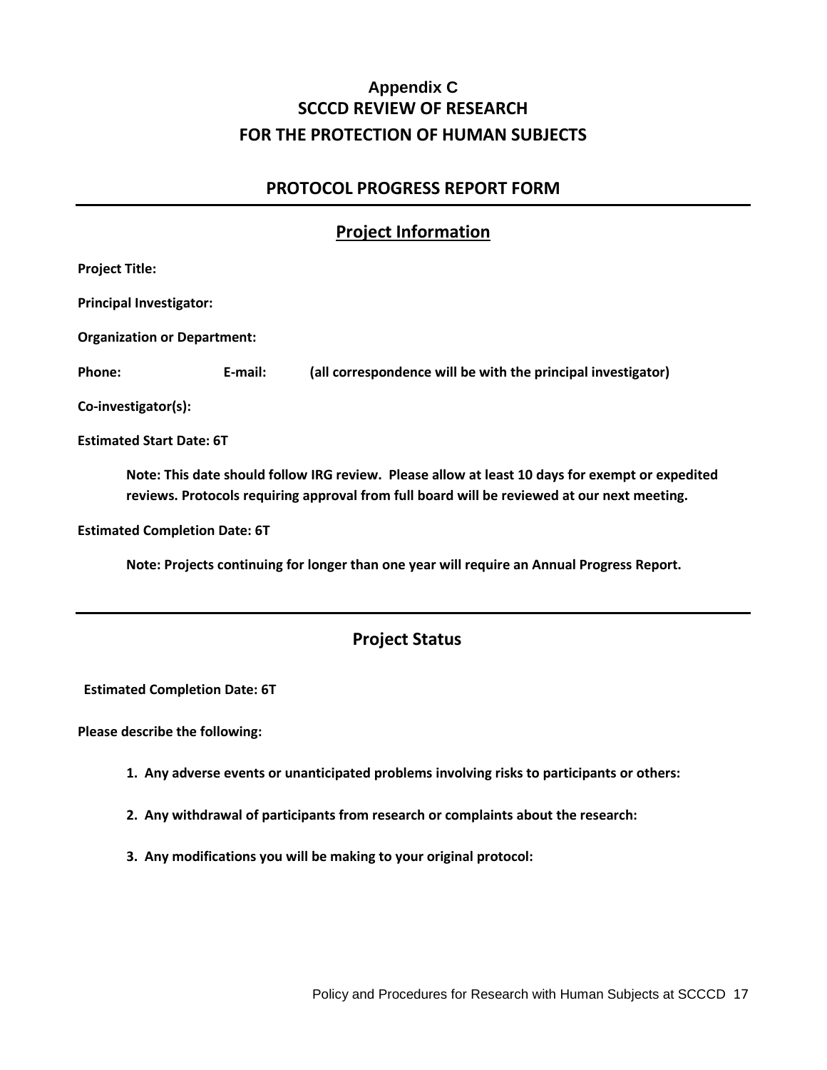# Appendix C
# SCCCD REVIEW OF RESEARCH
# FOR THE PROTECTION OF HUMAN SUBJECTS

## PROTOCOL PROGRESS REPORT FORM

---

## Project Information

**Project Title:**

**Principal Investigator:**

**Organization or Department:**

**Phone:** **E-mail:** **(all correspondence will be with the principal investigator)**

**Co-investigator(s):**

**Estimated Start Date: 6T**

> **Note: This date should follow IRG review. Please allow at least 10 days for exempt or expedited reviews. Protocols requiring approval from full board will be reviewed at our next meeting.**

**Estimated Completion Date: 6T**

> **Note: Projects continuing for longer than one year will require an Annual Progress Report.**

---

## Project Status

**Estimated Completion Date: 6T**

**Please describe the following:**

1. **Any adverse events or unanticipated problems involving risks to participants or others:**
2. **Any withdrawal of participants from research or complaints about the research:**
3. **Any modifications you will be making to your original protocol:**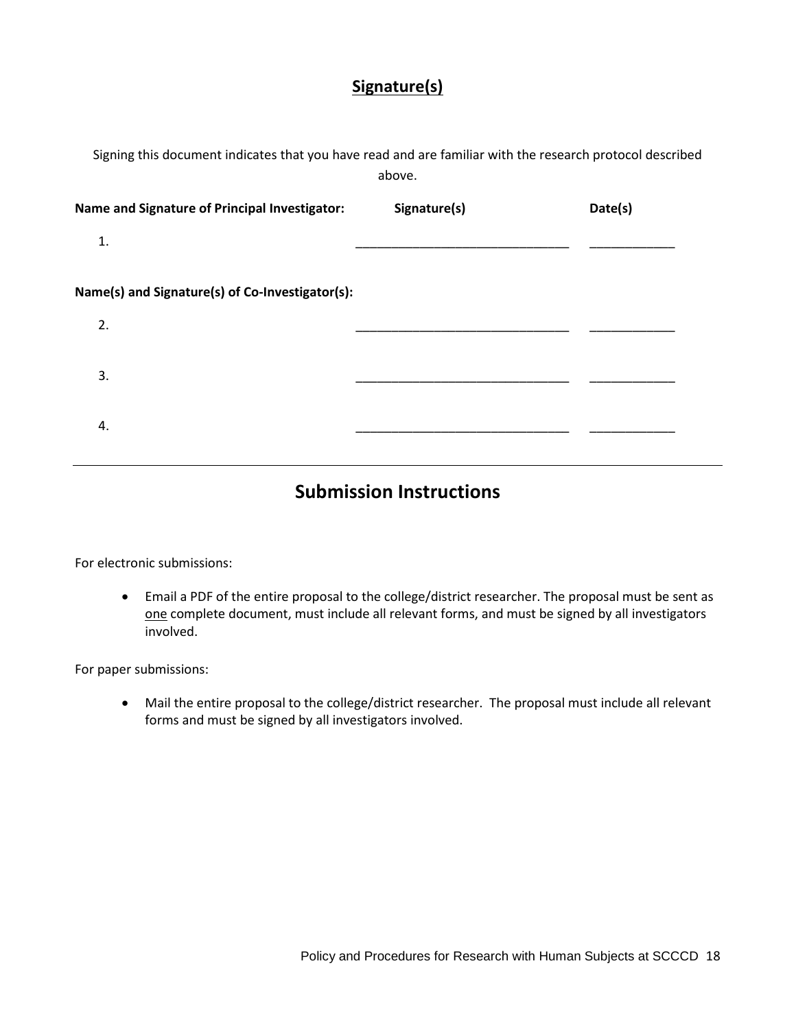## Signature(s)

Signing this document indicates that you have read and are familiar with the research protocol described above.

| Name and Signature of Principal Investigator: | Signature(s) | Date(s) |
|---|---|---|
| 1. | ______________________________ | ____________ |
| **Name(s) and Signature(s) of Co-Investigator(s):** | | |
| 2. | ______________________________ | ____________ |
| 3. | ______________________________ | ____________ |
| 4. | ______________________________ | ____________ |

---

# Submission Instructions

For electronic submissions:

- Email a PDF of the entire proposal to the college/district researcher. The proposal must be sent as one complete document, must include all relevant forms, and must be signed by all investigators involved.

For paper submissions:

- Mail the entire proposal to the college/district researcher. The proposal must include all relevant forms and must be signed by all investigators involved.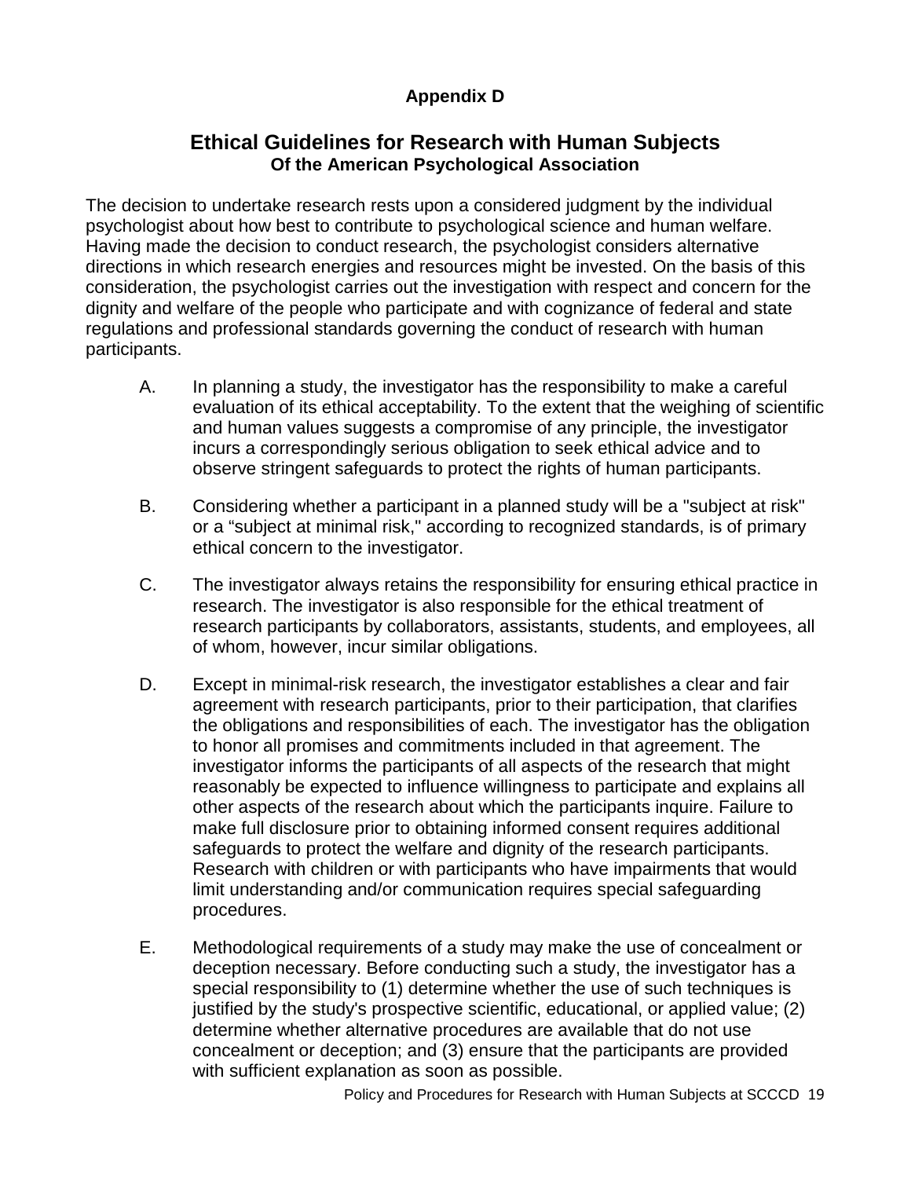**Appendix D**

## Ethical Guidelines for Research with Human Subjects

**Of the American Psychological Association**

The decision to undertake research rests upon a considered judgment by the individual psychologist about how best to contribute to psychological science and human welfare. Having made the decision to conduct research, the psychologist considers alternative directions in which research energies and resources might be invested. On the basis of this consideration, the psychologist carries out the investigation with respect and concern for the dignity and welfare of the people who participate and with cognizance of federal and state regulations and professional standards governing the conduct of research with human participants.

A. In planning a study, the investigator has the responsibility to make a careful evaluation of its ethical acceptability. To the extent that the weighing of scientific and human values suggests a compromise of any principle, the investigator incurs a correspondingly serious obligation to seek ethical advice and to observe stringent safeguards to protect the rights of human participants.

B. Considering whether a participant in a planned study will be a "subject at risk" or a "subject at minimal risk," according to recognized standards, is of primary ethical concern to the investigator.

C. The investigator always retains the responsibility for ensuring ethical practice in research. The investigator is also responsible for the ethical treatment of research participants by collaborators, assistants, students, and employees, all of whom, however, incur similar obligations.

D. Except in minimal-risk research, the investigator establishes a clear and fair agreement with research participants, prior to their participation, that clarifies the obligations and responsibilities of each. The investigator has the obligation to honor all promises and commitments included in that agreement. The investigator informs the participants of all aspects of the research that might reasonably be expected to influence willingness to participate and explains all other aspects of the research about which the participants inquire. Failure to make full disclosure prior to obtaining informed consent requires additional safeguards to protect the welfare and dignity of the research participants. Research with children or with participants who have impairments that would limit understanding and/or communication requires special safeguarding procedures.

E. Methodological requirements of a study may make the use of concealment or deception necessary. Before conducting such a study, the investigator has a special responsibility to (1) determine whether the use of such techniques is justified by the study's prospective scientific, educational, or applied value; (2) determine whether alternative procedures are available that do not use concealment or deception; and (3) ensure that the participants are provided with sufficient explanation as soon as possible.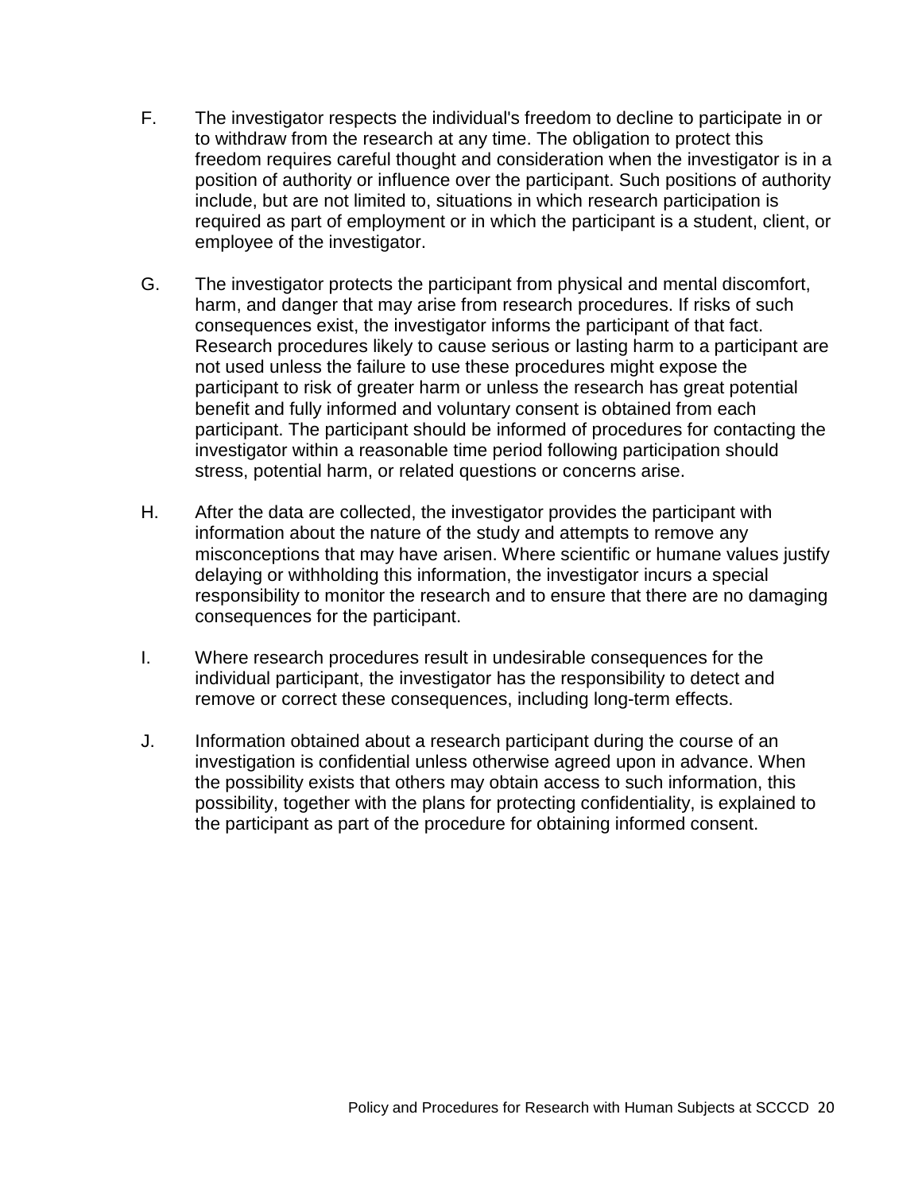F. The investigator respects the individual's freedom to decline to participate in or to withdraw from the research at any time. The obligation to protect this freedom requires careful thought and consideration when the investigator is in a position of authority or influence over the participant. Such positions of authority include, but are not limited to, situations in which research participation is required as part of employment or in which the participant is a student, client, or employee of the investigator.

G. The investigator protects the participant from physical and mental discomfort, harm, and danger that may arise from research procedures. If risks of such consequences exist, the investigator informs the participant of that fact. Research procedures likely to cause serious or lasting harm to a participant are not used unless the failure to use these procedures might expose the participant to risk of greater harm or unless the research has great potential benefit and fully informed and voluntary consent is obtained from each participant. The participant should be informed of procedures for contacting the investigator within a reasonable time period following participation should stress, potential harm, or related questions or concerns arise.

H. After the data are collected, the investigator provides the participant with information about the nature of the study and attempts to remove any misconceptions that may have arisen. Where scientific or humane values justify delaying or withholding this information, the investigator incurs a special responsibility to monitor the research and to ensure that there are no damaging consequences for the participant.

I. Where research procedures result in undesirable consequences for the individual participant, the investigator has the responsibility to detect and remove or correct these consequences, including long-term effects.

J. Information obtained about a research participant during the course of an investigation is confidential unless otherwise agreed upon in advance. When the possibility exists that others may obtain access to such information, this possibility, together with the plans for protecting confidentiality, is explained to the participant as part of the procedure for obtaining informed consent.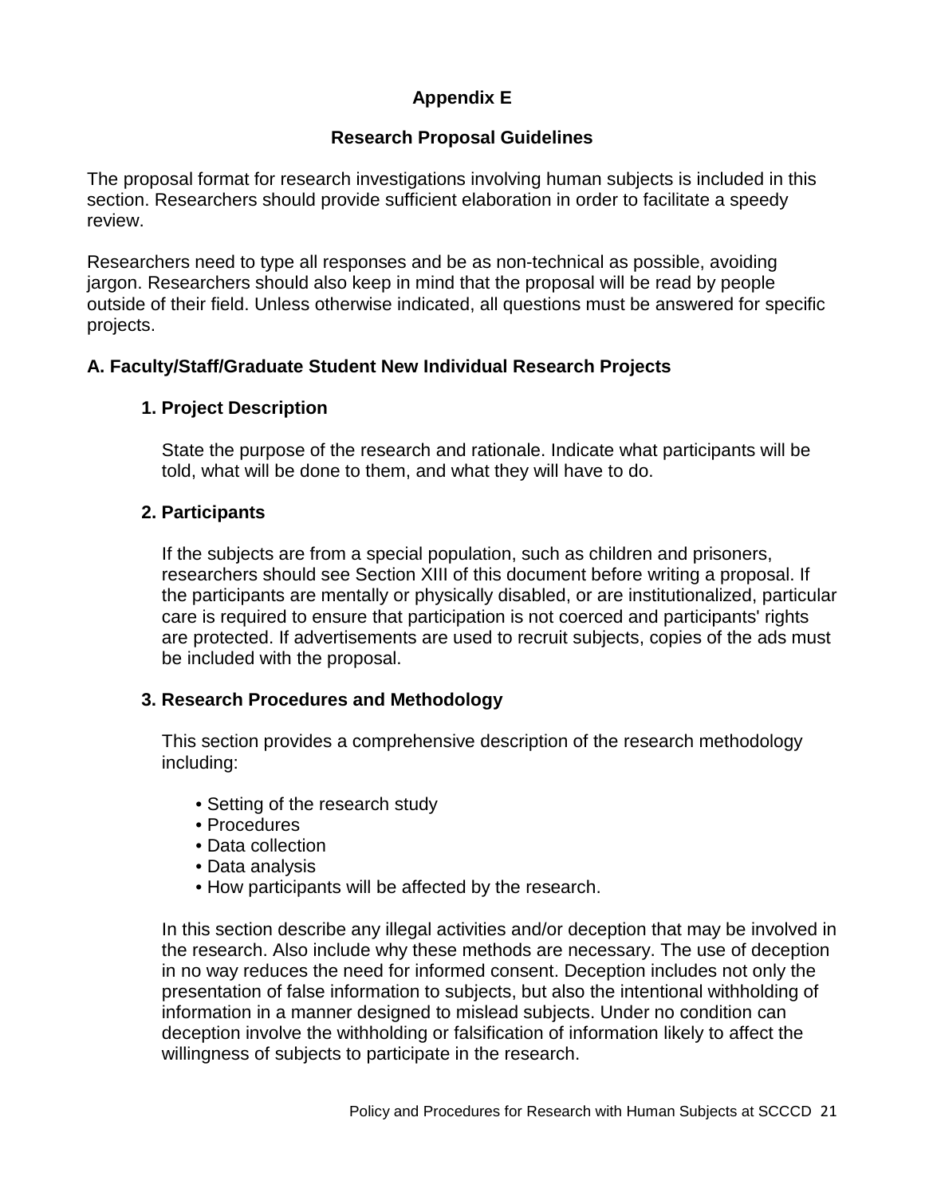# Appendix E

## Research Proposal Guidelines

The proposal format for research investigations involving human subjects is included in this section. Researchers should provide sufficient elaboration in order to facilitate a speedy review.

Researchers need to type all responses and be as non-technical as possible, avoiding jargon. Researchers should also keep in mind that the proposal will be read by people outside of their field. Unless otherwise indicated, all questions must be answered for specific projects.

### A. Faculty/Staff/Graduate Student New Individual Research Projects

#### 1. Project Description

State the purpose of the research and rationale. Indicate what participants will be told, what will be done to them, and what they will have to do.

#### 2. Participants

If the subjects are from a special population, such as children and prisoners, researchers should see Section XIII of this document before writing a proposal. If the participants are mentally or physically disabled, or are institutionalized, particular care is required to ensure that participation is not coerced and participants' rights are protected. If advertisements are used to recruit subjects, copies of the ads must be included with the proposal.

#### 3. Research Procedures and Methodology

This section provides a comprehensive description of the research methodology including:

- Setting of the research study
- Procedures
- Data collection
- Data analysis
- How participants will be affected by the research.

In this section describe any illegal activities and/or deception that may be involved in the research. Also include why these methods are necessary. The use of deception in no way reduces the need for informed consent. Deception includes not only the presentation of false information to subjects, but also the intentional withholding of information in a manner designed to mislead subjects. Under no condition can deception involve the withholding or falsification of information likely to affect the willingness of subjects to participate in the research.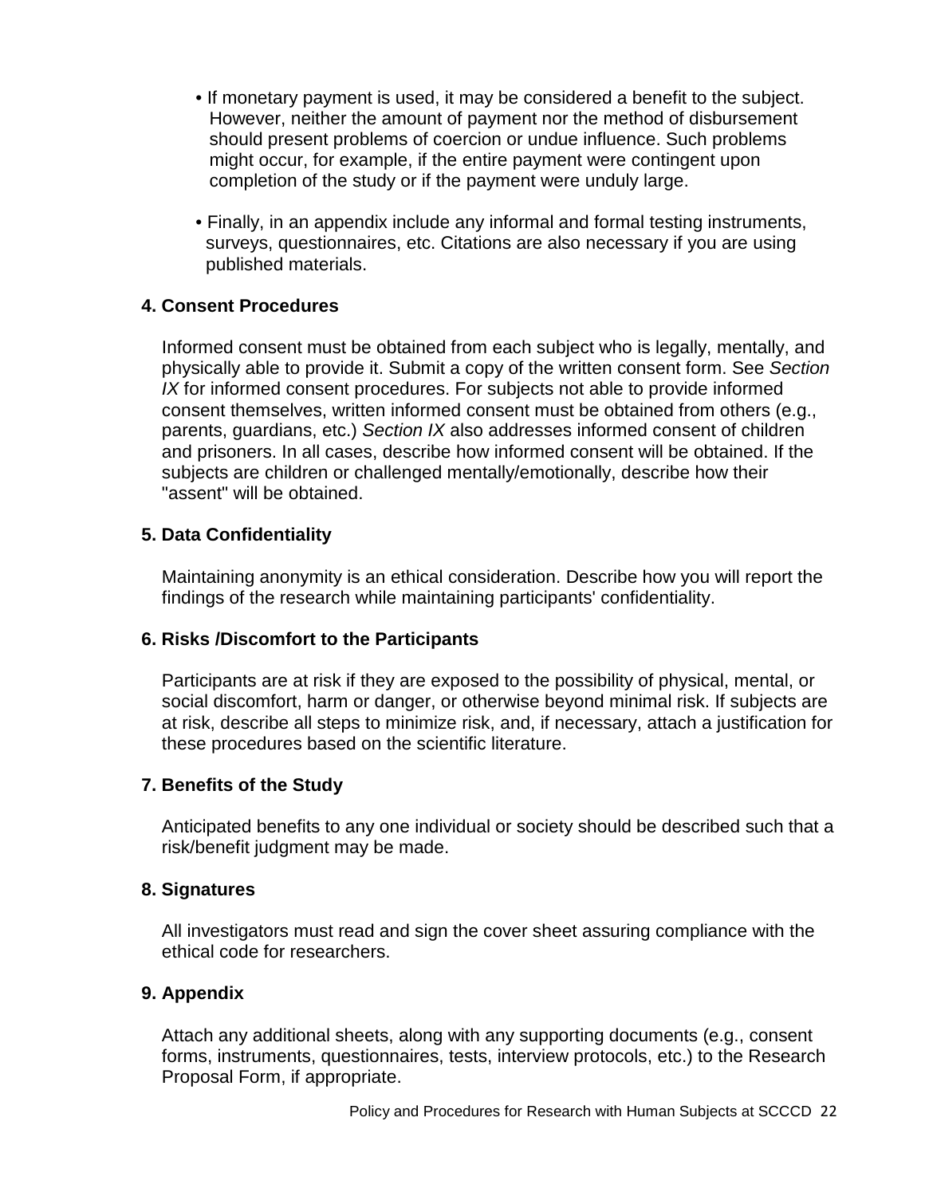- If monetary payment is used, it may be considered a benefit to the subject. However, neither the amount of payment nor the method of disbursement should present problems of coercion or undue influence. Such problems might occur, for example, if the entire payment were contingent upon completion of the study or if the payment were unduly large.

- Finally, in an appendix include any informal and formal testing instruments, surveys, questionnaires, etc. Citations are also necessary if you are using published materials.

**4. Consent Procedures**

Informed consent must be obtained from each subject who is legally, mentally, and physically able to provide it. Submit a copy of the written consent form. See *Section IX* for informed consent procedures. For subjects not able to provide informed consent themselves, written informed consent must be obtained from others (e.g., parents, guardians, etc.) *Section IX* also addresses informed consent of children and prisoners. In all cases, describe how informed consent will be obtained. If the subjects are children or challenged mentally/emotionally, describe how their "assent" will be obtained.

**5. Data Confidentiality**

Maintaining anonymity is an ethical consideration. Describe how you will report the findings of the research while maintaining participants' confidentiality.

**6. Risks /Discomfort to the Participants**

Participants are at risk if they are exposed to the possibility of physical, mental, or social discomfort, harm or danger, or otherwise beyond minimal risk. If subjects are at risk, describe all steps to minimize risk, and, if necessary, attach a justification for these procedures based on the scientific literature.

**7. Benefits of the Study**

Anticipated benefits to any one individual or society should be described such that a risk/benefit judgment may be made.

**8. Signatures**

All investigators must read and sign the cover sheet assuring compliance with the ethical code for researchers.

**9. Appendix**

Attach any additional sheets, along with any supporting documents (e.g., consent forms, instruments, questionnaires, tests, interview protocols, etc.) to the Research Proposal Form, if appropriate.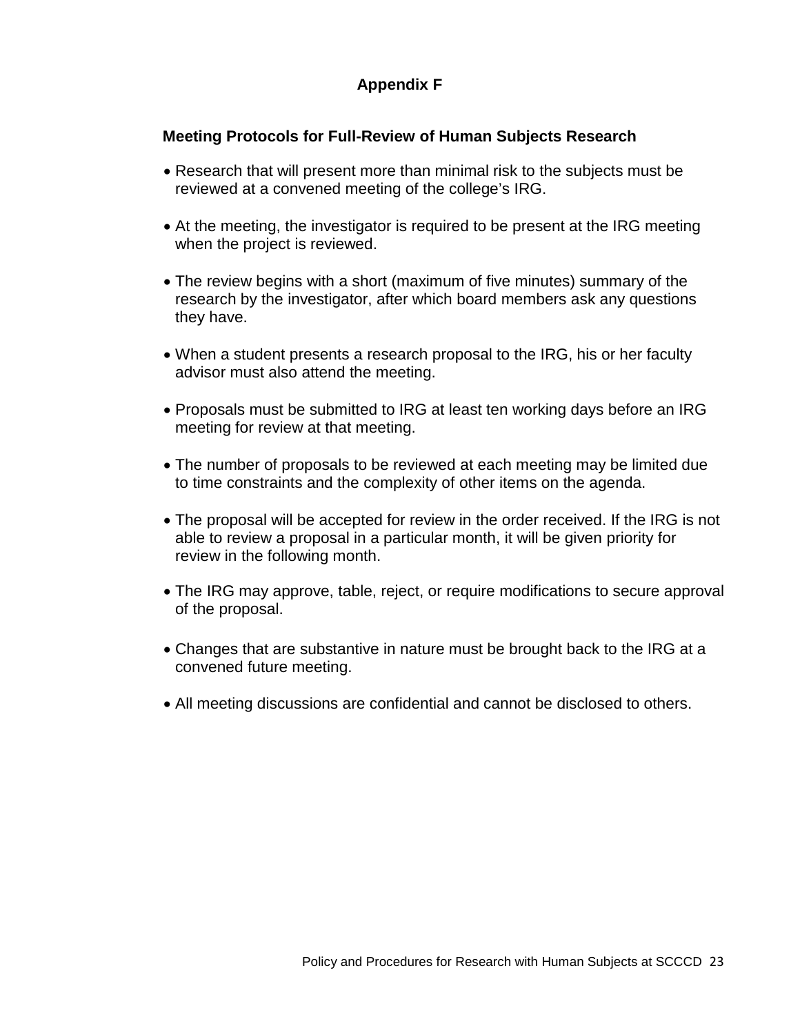# Appendix F

## Meeting Protocols for Full-Review of Human Subjects Research

- Research that will present more than minimal risk to the subjects must be reviewed at a convened meeting of the college's IRG.

- At the meeting, the investigator is required to be present at the IRG meeting when the project is reviewed.

- The review begins with a short (maximum of five minutes) summary of the research by the investigator, after which board members ask any questions they have.

- When a student presents a research proposal to the IRG, his or her faculty advisor must also attend the meeting.

- Proposals must be submitted to IRG at least ten working days before an IRG meeting for review at that meeting.

- The number of proposals to be reviewed at each meeting may be limited due to time constraints and the complexity of other items on the agenda.

- The proposal will be accepted for review in the order received. If the IRG is not able to review a proposal in a particular month, it will be given priority for review in the following month.

- The IRG may approve, table, reject, or require modifications to secure approval of the proposal.

- Changes that are substantive in nature must be brought back to the IRG at a convened future meeting.

- All meeting discussions are confidential and cannot be disclosed to others.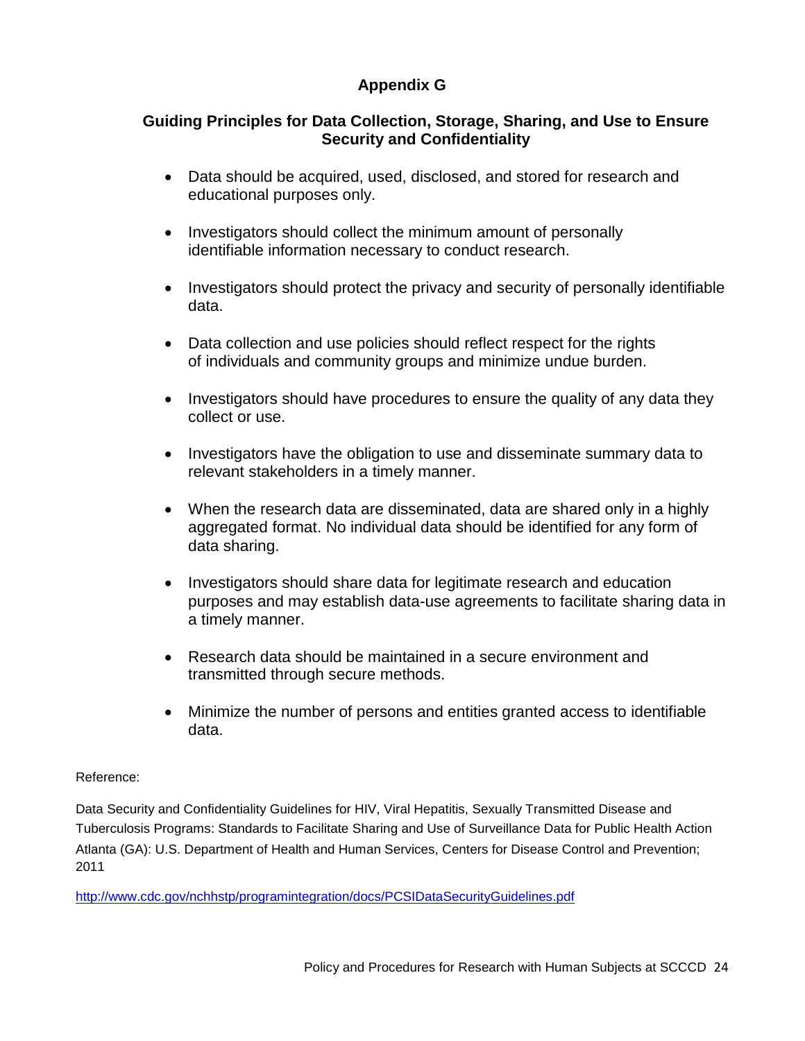# Appendix G

## Guiding Principles for Data Collection, Storage, Sharing, and Use to Ensure Security and Confidentiality

- Data should be acquired, used, disclosed, and stored for research and educational purposes only.
- Investigators should collect the minimum amount of personally identifiable information necessary to conduct research.
- Investigators should protect the privacy and security of personally identifiable data.
- Data collection and use policies should reflect respect for the rights of individuals and community groups and minimize undue burden.
- Investigators should have procedures to ensure the quality of any data they collect or use.
- Investigators have the obligation to use and disseminate summary data to relevant stakeholders in a timely manner.
- When the research data are disseminated, data are shared only in a highly aggregated format. No individual data should be identified for any form of data sharing.
- Investigators should share data for legitimate research and education purposes and may establish data-use agreements to facilitate sharing data in a timely manner.
- Research data should be maintained in a secure environment and transmitted through secure methods.
- Minimize the number of persons and entities granted access to identifiable data.

Reference:

Data Security and Confidentiality Guidelines for HIV, Viral Hepatitis, Sexually Transmitted Disease and Tuberculosis Programs: Standards to Facilitate Sharing and Use of Surveillance Data for Public Health Action Atlanta (GA): U.S. Department of Health and Human Services, Centers for Disease Control and Prevention; 2011

http://www.cdc.gov/nchhstp/programintegration/docs/PCSIDataSecurityGuidelines.pdf